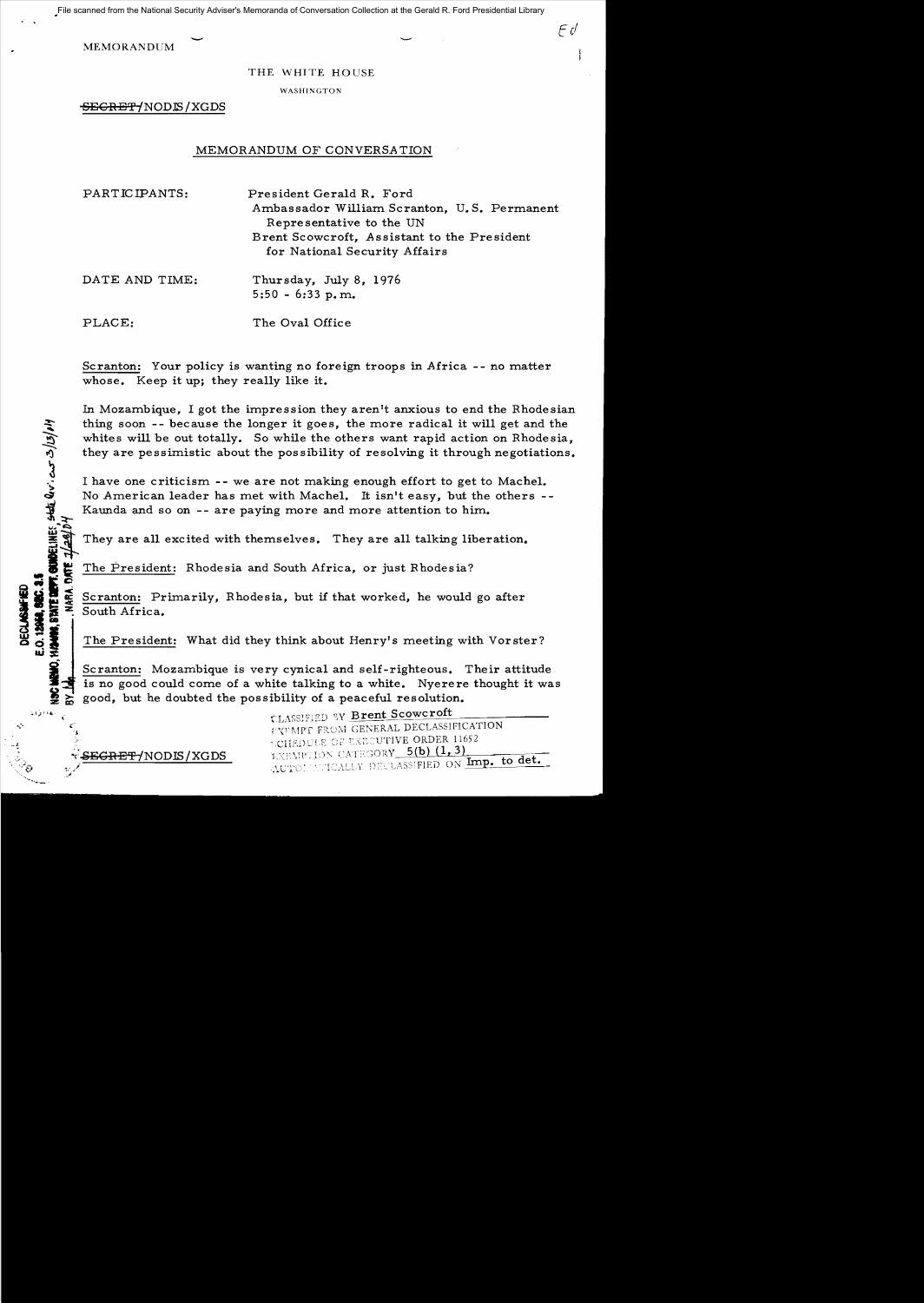File scanned from the National Security Adviser's Memoranda of Conversation Collection at the Gerald R. Ford Presidential Library

MEMORANDUM

THE WHITE HOUSE

WASHINGTON

~~SECRET~~/NODIS/XGDS

## MEMORANDUM OF CONVERSATION

PARTICIPANTS: President Gerald R. Ford
Ambassador William Scranton, U.S. Permanent Representative to the UN
Brent Scowcroft, Assistant to the President for National Security Affairs

DATE AND TIME: Thursday, July 8, 1976
5:50 - 6:33 p.m.

PLACE: The Oval Office

Scranton: Your policy is wanting no foreign troops in Africa -- no matter whose. Keep it up; they really like it.

In Mozambique, I got the impression they aren't anxious to end the Rhodesian thing soon -- because the longer it goes, the more radical it will get and the whites will be out totally. So while the others want rapid action on Rhodesia, they are pessimistic about the possibility of resolving it through negotiations.

I have one criticism -- we are not making enough effort to get to Machel. No American leader has met with Machel. It isn't easy, but the others -- Kaunda and so on -- are paying more and more attention to him.

They are all excited with themselves. They are all talking liberation.

The President: Rhodesia and South Africa, or just Rhodesia?

Scranton: Primarily, Rhodesia, but if that worked, he would go after South Africa.

The President: What did they think about Henry's meeting with Vorster?

Scranton: Mozambique is very cynical and self-righteous. Their attitude is no good could come of a white talking to a white. Nyerere thought it was good, but he doubted the possibility of a peaceful resolution.

DECLASSIFIED
E.O. 12958, SEC. 3.5
NSC MEMO, 11/24/98, STATE DEPT. GUIDELINES; state rev. 3/13/04
BY ___, NARA, DATE 7/28/04

CLASSIFIED BY Brent Scowcroft
EXEMPT FROM GENERAL DECLASSIFICATION
SCHEDULE OF EXECUTIVE ORDER 11652
EXEMPTION CATEGORY 5(b) (1, 3)
AUTOMATICALLY DECLASSIFIED ON Imp. to det.

~~SECRET~~/NODIS/XGDS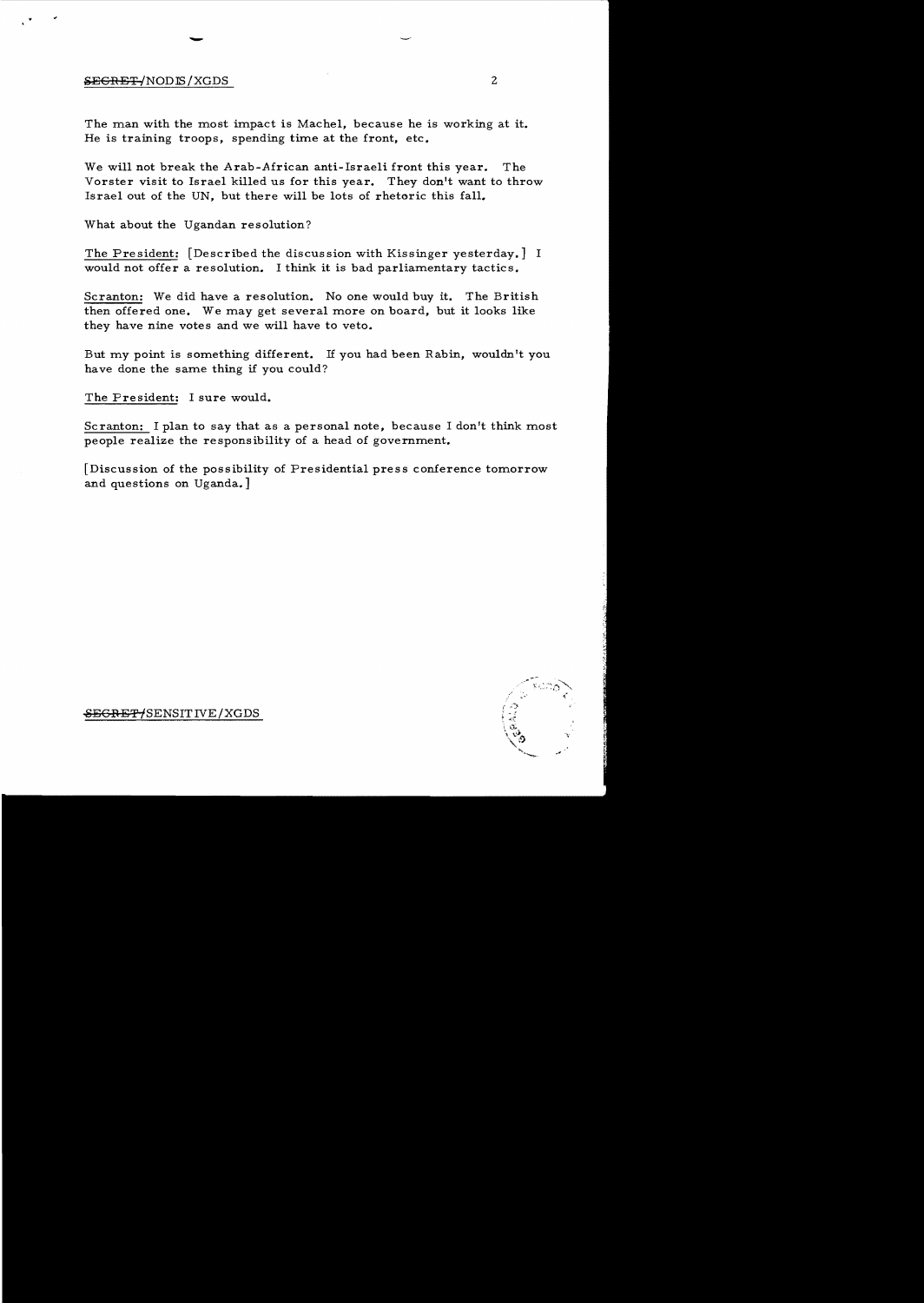The man with the most impact is Machel, because he is working at it. He is training troops, spending time at the front, etc.

We will not break the Arab-African anti-Israeli front this year. The Vorster visit to Israel killed us for this year. They don't want to throw Israel out of the UN, but there will be lots of rhetoric this fall.

What about the Ugandan resolution?

The President: [Described the discussion with Kissinger yesterday.] I would not offer a resolution. I think it is bad parliamentary tactics.

Scranton: We did have a resolution. No one would buy it. The British then offered one. We may get several more on board, but it looks like they have nine votes and we will have to veto.

But my point is something different. If you had been Rabin, wouldn't you have done the same thing if you could?

The President: I sure would.

Scranton: I plan to say that as a personal note, because I don't think most people realize the responsibility of a head of government.

[Discussion of the possibility of Presidential press conference tomorrow and questions on Uganda.]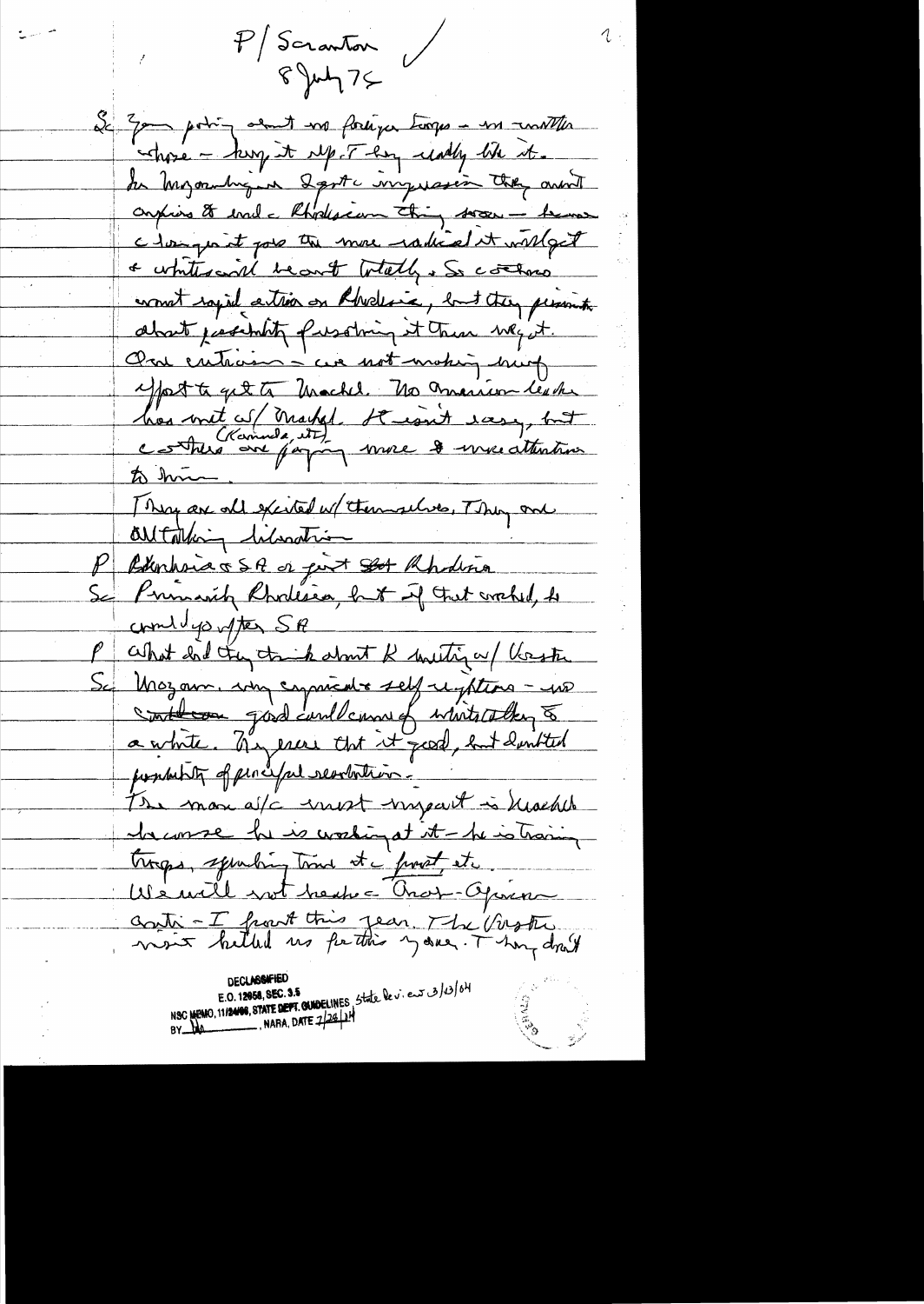P/Scranton
8 July 75

Sc Your posting about no foreign troops – in [Mozambique] – we understand those – keep it up. They really like it.

In Mozambique a [?] I got the impression they want an exit to end the Rhodesian thing soon – because the longer it goes the more radical it will get & whites will be out totally. So Zambia wants rapid action on Rhodesia, but they pessimistic about possibility of resolving it thru negot.

One criticism – we are not making enough effort to get to Machel. No American leader has met w/ Machel. It isn't easy, but others (Canada, etc) are paying more & more attention to him.

They are all excited w/ themselves. They are all talking liberation

P Rhodesia & SA or just Rhodesia

Sc Primarily Rhodesia, but if that worked, it could go after SA

P What did they think about K meeting w/ Vorster

Sc Mozam. very cynical & self-righteous – no [?] good could come of white talking to a white. Nyerere that it good, but doubted possibility of peaceful resolution.

The man w/ most impact is Machel because he is working at it – he is training troops, sending troops to front, etc.

We will not have a [?]-African [?] – I [?] this year. The [?] [?] hitted us for this [?] year. They don't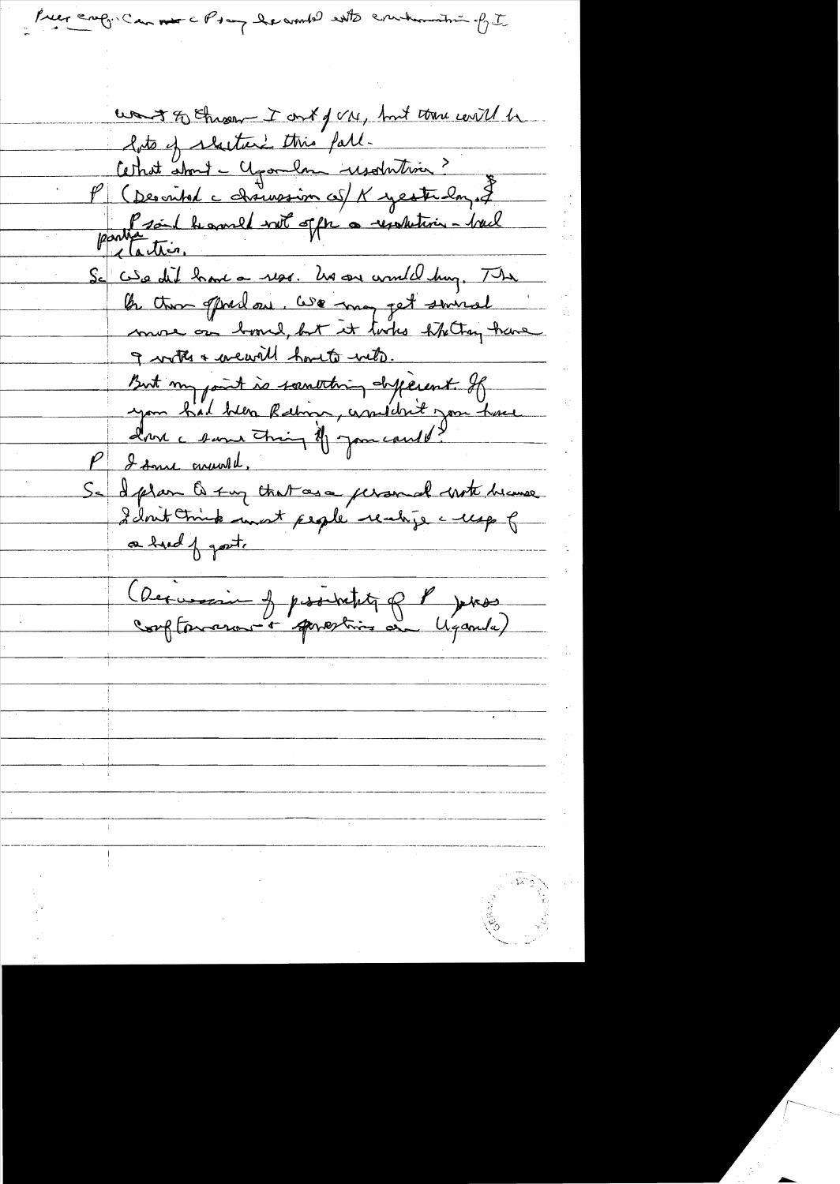Press conf. Can not c P say he would into examination of I

want to throw – I out of UN, but there will be lots of statutes this fall.

What about – Ugandan resolution?

P (Described c discussion w/ K yesterday.) P said he would not offer a resolution – bad parlia tactics.

S – We did have a res. No one would buy. Then the thing fizzled out. We may get several more on board, but it looks like they have 9 votes & we will have to veto.

But my point is something different. If you had been Rabin, wouldn't you have done c same thing if you could?

P I sure would.

S – I plan to say that as a personal note because I don't think most people realize c usage of a head of govt.

(Discussion of possibility of P press conference & questions on Uganda)